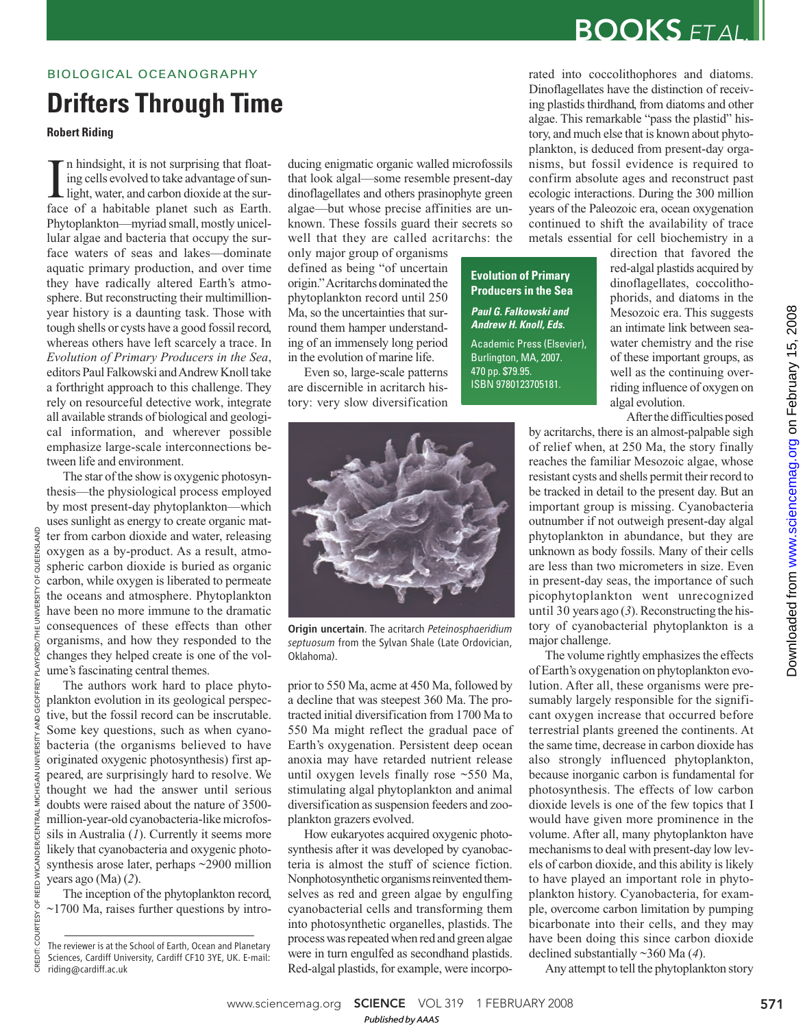BIOLOGICAL OCEANOGRAPHY

# Drifters Through Time

**Robert Riding**

In hindsight, it is not surprising that floating cells evolved to take advantage of sunlight, water, and carbon dioxide at the surface of a habitable planet such as Earth. Phytoplankton—myriad small, mostly unicellular algae and bacteria that occupy the surface waters of seas and lakes—dominate aquatic primary production, and over time they have radically altered Earth's atmosphere. But reconstructing their multimillion-year history is a daunting task. Those with tough shells or cysts have a good fossil record, whereas others have left scarcely a trace. In *Evolution of Primary Producers in the Sea*, editors Paul Falkowski and Andrew Knoll take a forthright approach to this challenge. They rely on resourceful detective work, integrate all available strands of biological and geological information, and wherever possible emphasize large-scale interconnections between life and environment.

The star of the show is oxygenic photosynthesis—the physiological process employed by most present-day phytoplankton—which uses sunlight as energy to create organic matter from carbon dioxide and water, releasing oxygen as a by-product. As a result, atmospheric carbon dioxide is buried as organic carbon, while oxygen is liberated to permeate the oceans and atmosphere. Phytoplankton have been no more immune to the dramatic consequences of these effects than other organisms, and how they responded to the changes they helped create is one of the volume's fascinating central themes.

The authors work hard to place phytoplankton evolution in its geological perspective, but the fossil record can be inscrutable. Some key questions, such as when cyanobacteria (the organisms believed to have originated oxygenic photosynthesis) first appeared, are surprisingly hard to resolve. We thought we had the answer until serious doubts were raised about the nature of 3500-million-year-old cyanobacteria-like microfossils in Australia (*1*). Currently it seems more likely that cyanobacteria and oxygenic photosynthesis arose later, perhaps ~2900 million years ago (Ma) (*2*).

The inception of the phytoplankton record, ~1700 Ma, raises further questions by introducing enigmatic organic walled microfossils that look algal—some resemble present-day dinoflagellates and others prasinophyte green algae—but whose precise affinities are unknown. These fossils guard their secrets so well that they are called acritarchs: the only major group of organisms defined as being "of uncertain origin." Acritarchs dominated the phytoplankton record until 250 Ma, so the uncertainties that surround them hamper understanding of an immensely long period in the evolution of marine life.

**Evolution of Primary Producers in the Sea**

***Paul G. Falkowski and Andrew H. Knoll, Eds.***

Academic Press (Elsevier), Burlington, MA, 2007. 470 pp. $79.95. ISBN 9780123705181.

Even so, large-scale patterns are discernible in acritarch history: very slow diversification prior to 550 Ma, acme at 450 Ma, followed by a decline that was steepest 360 Ma. The protracted initial diversification from 1700 Ma to 550 Ma might reflect the gradual pace of Earth's oxygenation. Persistent deep ocean anoxia may have retarded nutrient release until oxygen levels finally rose ~550 Ma, stimulating algal phytoplankton and animal diversification as suspension feeders and zooplankton grazers evolved.

**Origin uncertain.** The acritarch *Peteinosphaeridium septuosum* from the Sylvan Shale (Late Ordovician, Oklahoma).

How eukaryotes acquired oxygenic photosynthesis after it was developed by cyanobacteria is almost the stuff of science fiction. Nonphotosynthetic organisms reinvented themselves as red and green algae by engulfing cyanobacterial cells and transforming them into photosynthetic organelles, plastids. The process was repeated when red and green algae were in turn engulfed as secondhand plastids. Red-algal plastids, for example, were incorporated into coccolithophores and diatoms. Dinoflagellates have the distinction of receiving plastids thirdhand, from diatoms and other algae. This remarkable "pass the plastid" history, and much else that is known about phytoplankton, is deduced from present-day organisms, but fossil evidence is required to confirm absolute ages and reconstruct past ecologic interactions. During the 300 million years of the Paleozoic era, ocean oxygenation continued to shift the availability of trace metals essential for cell biochemistry in a direction that favored the red-algal plastids acquired by dinoflagellates, coccolithophorids, and diatoms in the Mesozoic era. This suggests an intimate link between seawater chemistry and the rise of these important groups, as well as the continuing overriding influence of oxygen on algal evolution.

After the difficulties posed by acritarchs, there is an almost-palpable sigh of relief when, at 250 Ma, the story finally reaches the familiar Mesozoic algae, whose resistant cysts and shells permit their record to be tracked in detail to the present day. But an important group is missing. Cyanobacteria outnumber if not outweigh present-day algal phytoplankton in abundance, but they are unknown as body fossils. Many of their cells are less than two micrometers in size. Even in present-day seas, the importance of such picophytoplankton went unrecognized until 30 years ago (*3*). Reconstructing the history of cyanobacterial phytoplankton is a major challenge.

The volume rightly emphasizes the effects of Earth's oxygenation on phytoplankton evolution. After all, these organisms were presumably largely responsible for the significant oxygen increase that occurred before terrestrial plants greened the continents. At the same time, decrease in carbon dioxide has also strongly influenced phytoplankton, because inorganic carbon is fundamental for photosynthesis. The effects of low carbon dioxide levels is one of the few topics that I would have given more prominence in the volume. After all, many phytoplankton have mechanisms to deal with present-day low levels of carbon dioxide, and this ability is likely to have played an important role in phytoplankton history. Cyanobacteria, for example, overcome carbon limitation by pumping bicarbonate into their cells, and they may have been doing this since carbon dioxide declined substantially ~360 Ma (*4*).

Any attempt to tell the phytoplankton story

---

The reviewer is at the School of Earth, Ocean and Planetary Sciences, Cardiff University, Cardiff CF10 3YE, UK. E-mail: riding@cardiff.ac.uk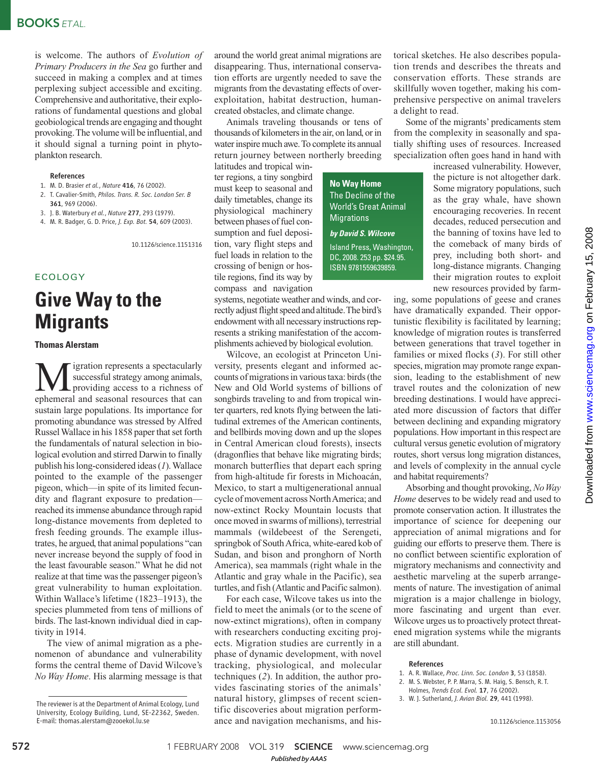is welcome. The authors of *Evolution of Primary Producers in the Sea* go further and succeed in making a complex and at times perplexing subject accessible and exciting. Comprehensive and authoritative, their explorations of fundamental questions and global geobiological trends are engaging and thought provoking. The volume will be influential, and it should signal a turning point in phytoplankton research.

**References**

1. M. D. Brasier *et al.*, *Nature* **416**, 76 (2002).
2. T. Cavalier-Smith, *Philos. Trans. R. Soc. London Ser. B* **361**, 969 (2006).
3. J. B. Waterbury *et al.*, *Nature* **277**, 293 (1979).
4. M. R. Badger, G. D. Price, *J. Exp. Bot.* **54**, 609 (2003).

10.1126/science.1151316

ECOLOGY

# Give Way to the Migrants

**Thomas Alerstam**

Migration represents a spectacularly successful strategy among animals, providing access to a richness of ephemeral and seasonal resources that can sustain large populations. Its importance for promoting abundance was stressed by Alfred Russel Wallace in his 1858 paper that set forth the fundamentals of natural selection in biological evolution and stirred Darwin to finally publish his long-considered ideas (*1*). Wallace pointed to the example of the passenger pigeon, which—in spite of its limited fecundity and flagrant exposure to predation—reached its immense abundance through rapid long-distance movements from depleted to fresh feeding grounds. The example illustrates, he argued, that animal populations "can never increase beyond the supply of food in the least favourable season." What he did not realize at that time was the passenger pigeon's great vulnerability to human exploitation. Within Wallace's lifetime (1823–1913), the species plummeted from tens of millions of birds. The last-known individual died in captivity in 1914.

The view of animal migration as a phenomenon of abundance and vulnerability forms the central theme of David Wilcove's *No Way Home*. His alarming message is that around the world great animal migrations are disappearing. Thus, international conservation efforts are urgently needed to save the migrants from the devastating effects of overexploitation, habitat destruction, human-created obstacles, and climate change.

Animals traveling thousands or tens of thousands of kilometers in the air, on land, or in water inspire much awe. To complete its annual return journey between northerly breeding latitudes and tropical winter regions, a tiny songbird must keep to seasonal and daily timetables, change its physiological machinery between phases of fuel consumption and fuel deposition, vary flight steps and fuel loads in relation to the crossing of benign or hostile regions, find its way by compass and navigation systems, negotiate weather and winds, and correctly adjust flight speed and altitude. The bird's endowment with all necessary instructions represents a striking manifestation of the accomplishments achieved by biological evolution.

**No Way Home**
The Decline of the World's Great Animal Migrations
***by David S. Wilcove***
Island Press, Washington, DC, 2008. 253 pp. $24.95. ISBN 9781559639859.

Wilcove, an ecologist at Princeton University, presents elegant and informed accounts of migrations in various taxa: birds (the New and Old World systems of billions of songbirds traveling to and from tropical winter quarters, red knots flying between the latitudinal extremes of the American continents, and bellbirds moving down and up the slopes in Central American cloud forests), insects (dragonflies that behave like migrating birds; monarch butterflies that depart each spring from high-altitude fir forests in Michoacán, Mexico, to start a multigenerational annual cycle of movement across North America; and now-extinct Rocky Mountain locusts that once moved in swarms of millions), terrestrial mammals (wildebeest of the Serengeti, springbok of South Africa, white-eared kob of Sudan, and bison and pronghorn of North America), sea mammals (right whale in the Atlantic and gray whale in the Pacific), sea turtles, and fish (Atlantic and Pacific salmon).

For each case, Wilcove takes us into the field to meet the animals (or to the scene of now-extinct migrations), often in company with researchers conducting projects. Migration studies are currently in a phase of dynamic development, with novel tracking, physiological, and molecular techniques (*2*). In addition, the author provides fascinating stories of the animals' natural history, glimpses of recent scientific discoveries about migration performance and navigation mechanisms, and historical sketches. He also describes population trends and describes the threats and conservation efforts. These strands are skillfully woven together, making his comprehensive perspective on animal travelers a delight to read.

Some of the migrants' predicaments stem from the complexity in seasonally and spatially shifting uses of resources. Increased specialization often goes hand in hand with increased vulnerability. However, the picture is not altogether dark. Some migratory populations, such as the gray whale, have shown encouraging recoveries. In recent decades, reduced persecution and the banning of toxins have led to the comeback of many birds of prey, including both short- and long-distance migrants. Changing their migration routes to exploit new resources provided by farming, some populations of geese and cranes have dramatically expanded. Their opportunistic flexibility is facilitated by learning; knowledge of migration routes is transferred between generations that travel together in families or mixed flocks (*3*). For still other species, migration may promote range expansion, leading to the establishment of new travel routes and the colonization of new breeding destinations. I would have appreciated more discussion of factors that differ between declining and expanding migratory populations. How important in this respect are cultural versus genetic evolution of migratory routes, short versus long migration distances, and levels of complexity in the annual cycle and habitat requirements?

Absorbing and thought provoking, *No Way Home* deserves to be widely read and used to promote conservation action. It illustrates the importance of science for deepening our appreciation of animal migrations and for guiding our efforts to preserve them. There is no conflict between scientific exploration of migratory mechanisms and connectivity and aesthetic marveling at the superb arrangements of nature. The investigation of animal migration is a major challenge in biology, more fascinating and urgent than ever. Wilcove urges us to proactively protect threatened migration systems while the migrants are still abundant.

**References**

1. A. R. Wallace, *Proc. Linn. Soc. London* **3**, 53 (1858).
2. M. S. Webster, P. P. Marra, S. M. Haig, S. Bensch, R. T. Holmes, *Trends Ecol. Evol.* **17**, 76 (2002).
3. W. J. Sutherland, *J. Avian Biol.* **29**, 441 (1998).

10.1126/science.1153056

The reviewer is at the Department of Animal Ecology, Lund University, Ecology Building, Lund, SE-22362, Sweden. E-mail: thomas.alerstam@zooekol.lu.se